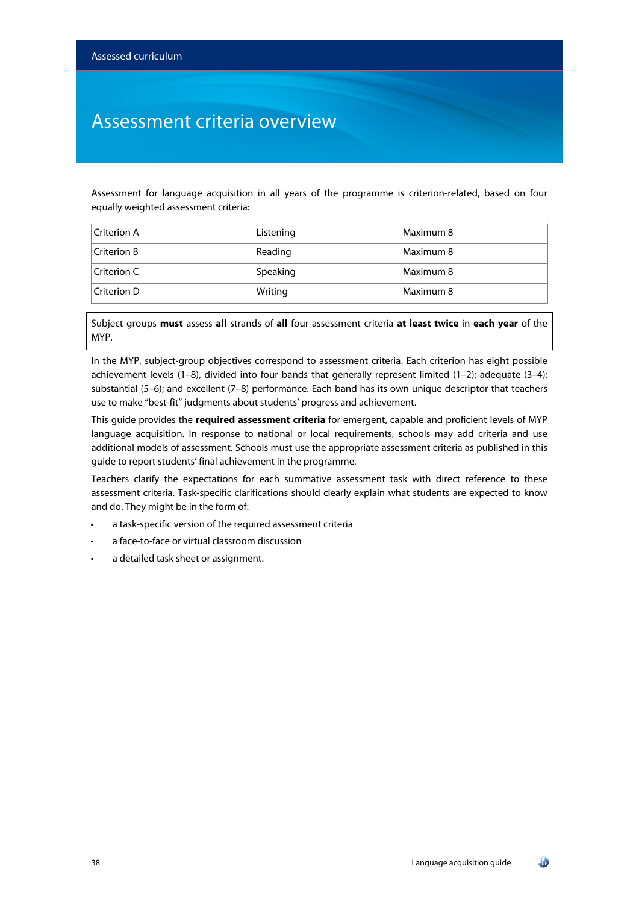# Assessment criteria overview

Assessment for language acquisition in all years of the programme is criterion-related, based on four equally weighted assessment criteria:

| Criterion A | Listening | Maximum 8 |
|---|---|---|
| Criterion B | Reading | Maximum 8 |
| Criterion C | Speaking | Maximum 8 |
| Criterion D | Writing | Maximum 8 |

Subject groups **must** assess **all** strands of **all** four assessment criteria **at least twice** in **each year** of the MYP.

In the MYP, subject-group objectives correspond to assessment criteria. Each criterion has eight possible achievement levels (1–8), divided into four bands that generally represent limited (1–2); adequate (3–4); substantial (5–6); and excellent (7–8) performance. Each band has its own unique descriptor that teachers use to make "best-fit" judgments about students' progress and achievement.

This guide provides the **required assessment criteria** for emergent, capable and proficient levels of MYP language acquisition. In response to national or local requirements, schools may add criteria and use additional models of assessment. Schools must use the appropriate assessment criteria as published in this guide to report students' final achievement in the programme.

Teachers clarify the expectations for each summative assessment task with direct reference to these assessment criteria. Task-specific clarifications should clearly explain what students are expected to know and do. They might be in the form of:

- a task-specific version of the required assessment criteria
- a face-to-face or virtual classroom discussion
- a detailed task sheet or assignment.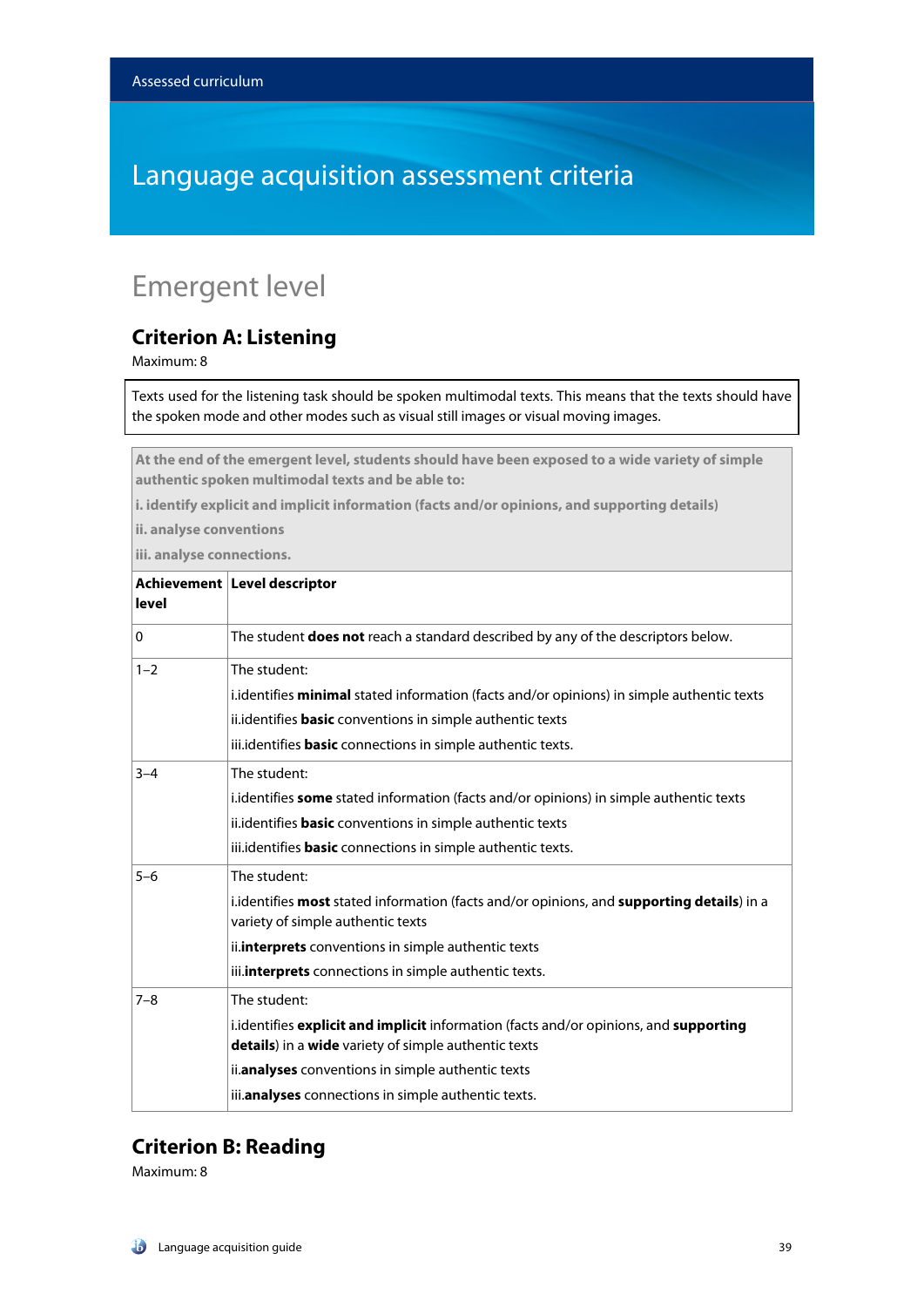Assessed curriculum

# Language acquisition assessment criteria

## Emergent level

### Criterion A: Listening

Maximum: 8

Texts used for the listening task should be spoken multimodal texts. This means that the texts should have the spoken mode and other modes such as visual still images or visual moving images.

**At the end of the emergent level, students should have been exposed to a wide variety of simple authentic spoken multimodal texts and be able to:**

**i. identify explicit and implicit information (facts and/or opinions, and supporting details)**

**ii. analyse conventions**

**iii. analyse connections.**

| Achievement level | Level descriptor |
|---|---|
| 0 | The student **does not** reach a standard described by any of the descriptors below. |
| 1–2 | The student:<br>i.identifies **minimal** stated information (facts and/or opinions) in simple authentic texts<br>ii.identifies **basic** conventions in simple authentic texts<br>iii.identifies **basic** connections in simple authentic texts. |
| 3–4 | The student:<br>i.identifies **some** stated information (facts and/or opinions) in simple authentic texts<br>ii.identifies **basic** conventions in simple authentic texts<br>iii.identifies **basic** connections in simple authentic texts. |
| 5–6 | The student:<br>i.identifies **most** stated information (facts and/or opinions, and **supporting details**) in a variety of simple authentic texts<br>ii.**interprets** conventions in simple authentic texts<br>iii.**interprets** connections in simple authentic texts. |
| 7–8 | The student:<br>i.identifies **explicit and implicit** information (facts and/or opinions, and **supporting details**) in a **wide** variety of simple authentic texts<br>ii.**analyses** conventions in simple authentic texts<br>iii.**analyses** connections in simple authentic texts. |

### Criterion B: Reading

Maximum: 8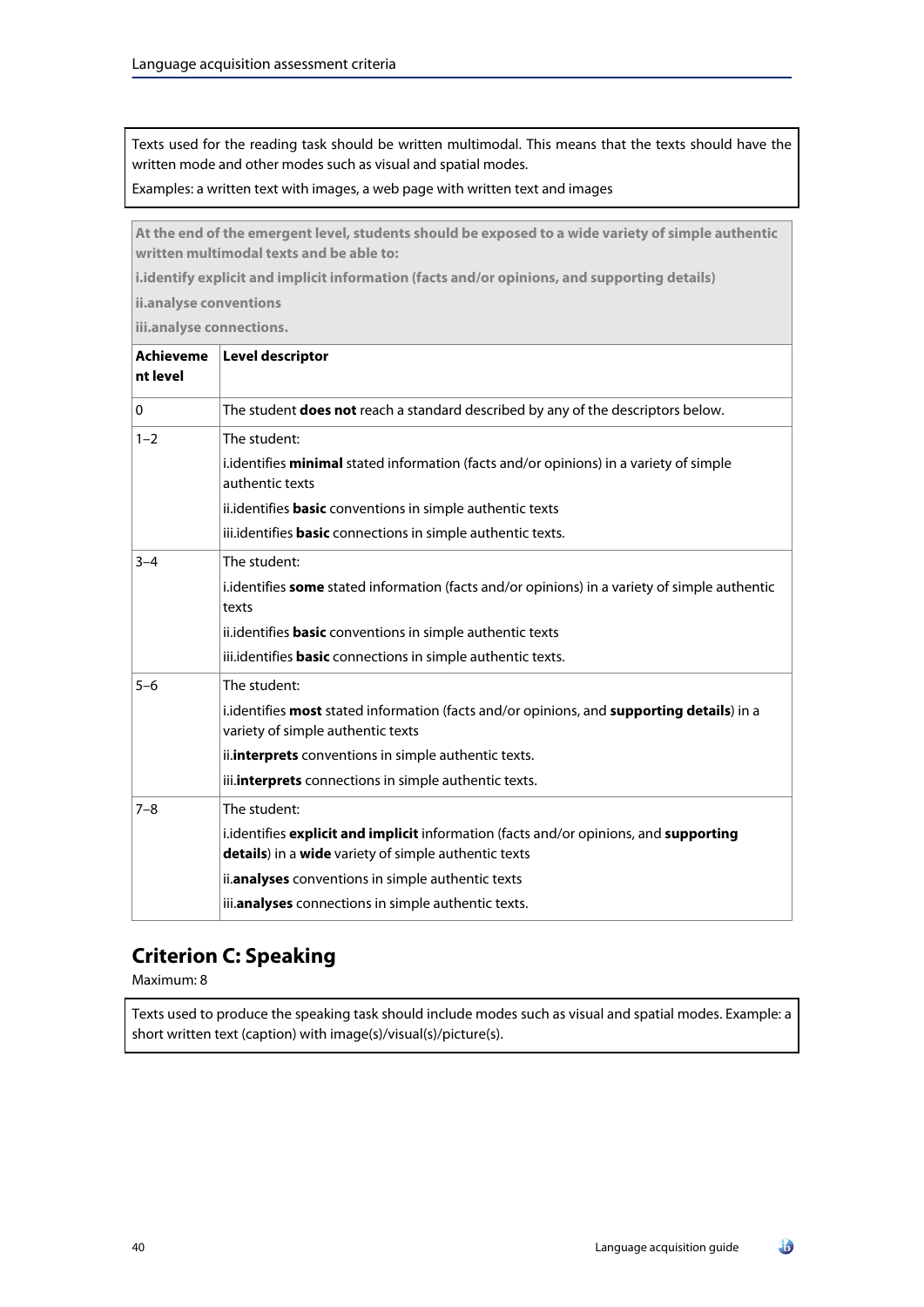Texts used for the reading task should be written multimodal. This means that the texts should have the written mode and other modes such as visual and spatial modes.

Examples: a written text with images, a web page with written text and images

**At the end of the emergent level, students should be exposed to a wide variety of simple authentic written multimodal texts and be able to:**

**i.identify explicit and implicit information (facts and/or opinions, and supporting details)**

**ii.analyse conventions**

**iii.analyse connections.**

| Achievement level | Level descriptor |
|---|---|
| 0 | The student **does not** reach a standard described by any of the descriptors below. |
| 1–2 | The student:<br>i.identifies **minimal** stated information (facts and/or opinions) in a variety of simple authentic texts<br>ii.identifies **basic** conventions in simple authentic texts<br>iii.identifies **basic** connections in simple authentic texts. |
| 3–4 | The student:<br>i.identifies **some** stated information (facts and/or opinions) in a variety of simple authentic texts<br>ii.identifies **basic** conventions in simple authentic texts<br>iii.identifies **basic** connections in simple authentic texts. |
| 5–6 | The student:<br>i.identifies **most** stated information (facts and/or opinions, and **supporting details**) in a variety of simple authentic texts<br>ii.**interprets** conventions in simple authentic texts.<br>iii.**interprets** connections in simple authentic texts. |
| 7–8 | The student:<br>i.identifies **explicit and implicit** information (facts and/or opinions, and **supporting details**) in a **wide** variety of simple authentic texts<br>ii.**analyses** conventions in simple authentic texts<br>iii.**analyses** connections in simple authentic texts. |

## Criterion C: Speaking

Maximum: 8

Texts used to produce the speaking task should include modes such as visual and spatial modes. Example: a short written text (caption) with image(s)/visual(s)/picture(s).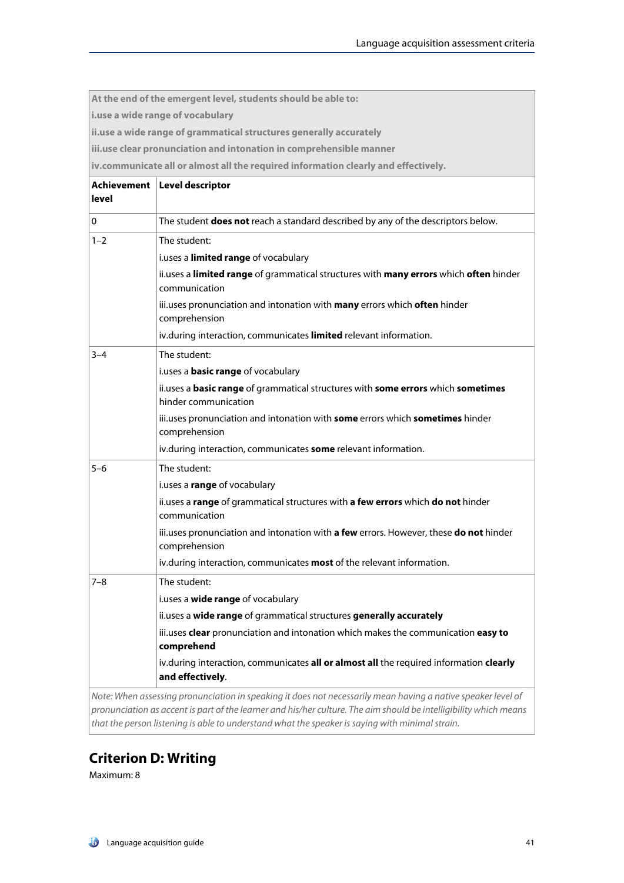| At the end of the emergent level, students should be able to: | |
|---|---|
| i.use a wide range of vocabulary | |
| ii.use a wide range of grammatical structures generally accurately | |
| iii.use clear pronunciation and intonation in comprehensible manner | |
| iv.communicate all or almost all the required information clearly and effectively. | |
| **Achievement level** | **Level descriptor** |
| 0 | The student **does not** reach a standard described by any of the descriptors below. |
| 1–2 | The student:<br>i.uses a **limited range** of vocabulary<br>ii.uses a **limited range** of grammatical structures with **many errors** which **often** hinder communication<br>iii.uses pronunciation and intonation with **many** errors which **often** hinder comprehension<br>iv.during interaction, communicates **limited** relevant information. |
| 3–4 | The student:<br>i.uses a **basic range** of vocabulary<br>ii.uses a **basic range** of grammatical structures with **some errors** which **sometimes** hinder communication<br>iii.uses pronunciation and intonation with **some** errors which **sometimes** hinder comprehension<br>iv.during interaction, communicates **some** relevant information. |
| 5–6 | The student:<br>i.uses a **range** of vocabulary<br>ii.uses a **range** of grammatical structures with **a few errors** which **do not** hinder communication<br>iii.uses pronunciation and intonation with **a few** errors. However, these **do not** hinder comprehension<br>iv.during interaction, communicates **most** of the relevant information. |
| 7–8 | The student:<br>i.uses a **wide range** of vocabulary<br>ii.uses a **wide range** of grammatical structures **generally accurately**<br>iii.uses **clear** pronunciation and intonation which makes the communication **easy to comprehend**<br>iv.during interaction, communicates **all or almost all** the required information **clearly and effectively**. |

*Note: When assessing pronunciation in speaking it does not necessarily mean having a native speaker level of pronunciation as accent is part of the learner and his/her culture. The aim should be intelligibility which means that the person listening is able to understand what the speaker is saying with minimal strain.*

## Criterion D: Writing

Maximum: 8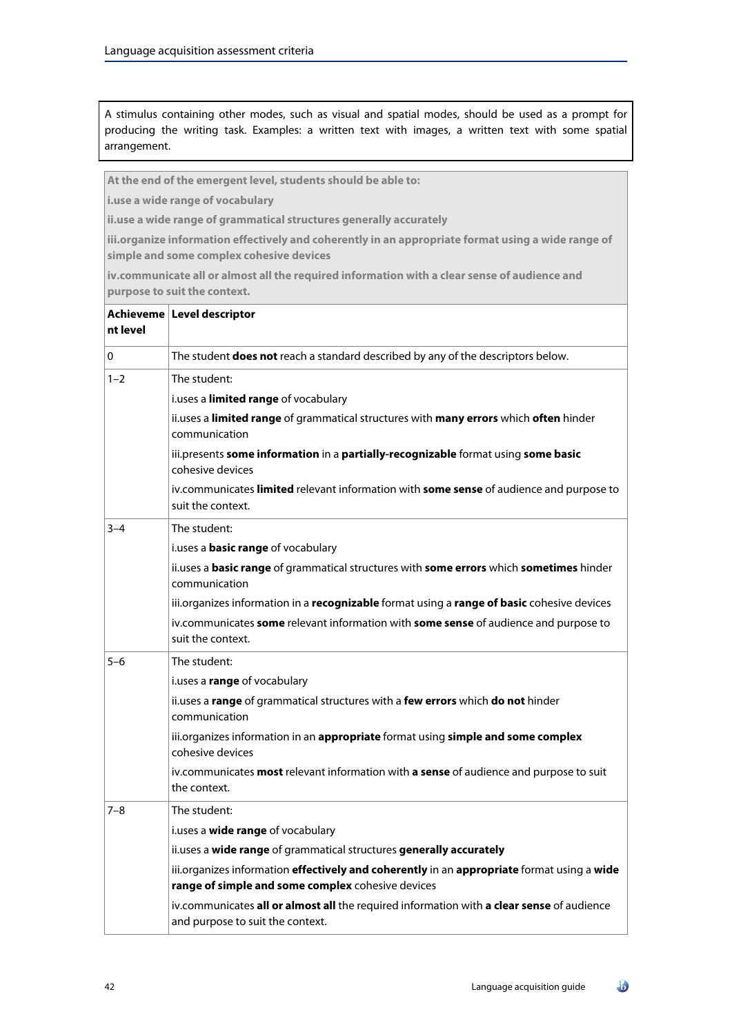A stimulus containing other modes, such as visual and spatial modes, should be used as a prompt for producing the writing task. Examples: a written text with images, a written text with some spatial arrangement.

**At the end of the emergent level, students should be able to:**

**i.use a wide range of vocabulary**

**ii.use a wide range of grammatical structures generally accurately**

**iii.organize information effectively and coherently in an appropriate format using a wide range of simple and some complex cohesive devices**

**iv.communicate all or almost all the required information with a clear sense of audience and purpose to suit the context.**

| Achievement level | Level descriptor |
|---|---|
| 0 | The student **does not** reach a standard described by any of the descriptors below. |
| 1–2 | The student:<br>i.uses a **limited range** of vocabulary<br>ii.uses a **limited range** of grammatical structures with **many errors** which **often** hinder communication<br>iii.presents **some information** in a **partially-recognizable** format using **some basic** cohesive devices<br>iv.communicates **limited** relevant information with **some sense** of audience and purpose to suit the context. |
| 3–4 | The student:<br>i.uses a **basic range** of vocabulary<br>ii.uses a **basic range** of grammatical structures with **some errors** which **sometimes** hinder communication<br>iii.organizes information in a **recognizable** format using a **range of basic** cohesive devices<br>iv.communicates **some** relevant information with **some sense** of audience and purpose to suit the context. |
| 5–6 | The student:<br>i.uses a **range** of vocabulary<br>ii.uses a **range** of grammatical structures with a **few errors** which **do not** hinder communication<br>iii.organizes information in an **appropriate** format using **simple and some complex** cohesive devices<br>iv.communicates **most** relevant information with **a sense** of audience and purpose to suit the context. |
| 7–8 | The student:<br>i.uses a **wide range** of vocabulary<br>ii.uses a **wide range** of grammatical structures **generally accurately**<br>iii.organizes information **effectively and coherently** in an **appropriate** format using a **wide range of simple and some complex** cohesive devices<br>iv.communicates **all or almost all** the required information with **a clear sense** of audience and purpose to suit the context. |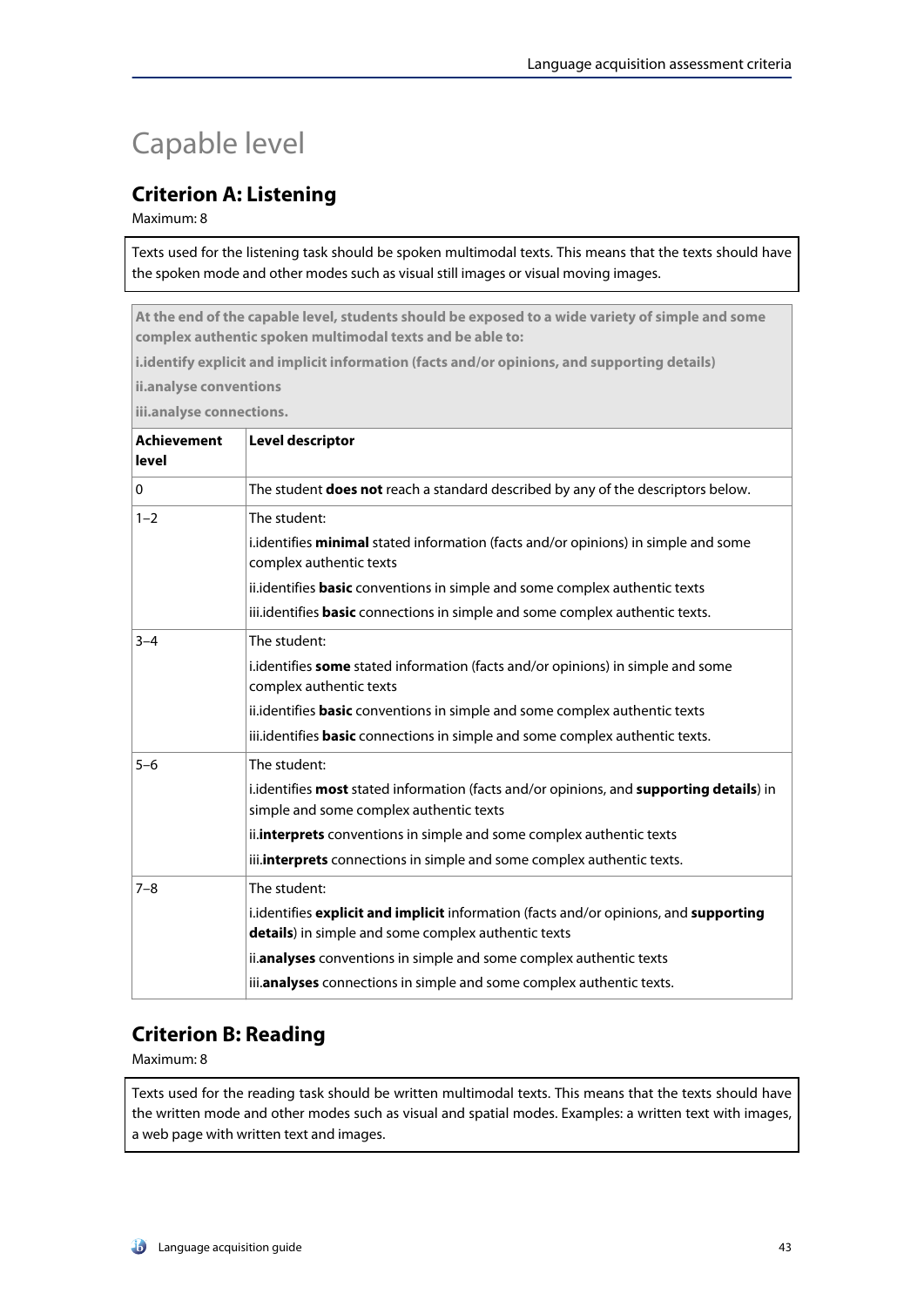# Capable level

## Criterion A: Listening

Maximum: 8

Texts used for the listening task should be spoken multimodal texts. This means that the texts should have the spoken mode and other modes such as visual still images or visual moving images.

**At the end of the capable level, students should be exposed to a wide variety of simple and some complex authentic spoken multimodal texts and be able to:**

**i.identify explicit and implicit information (facts and/or opinions, and supporting details)**

**ii.analyse conventions**

**iii.analyse connections.**

| Achievement level | Level descriptor |
|---|---|
| 0 | The student **does not** reach a standard described by any of the descriptors below. |
| 1–2 | The student:<br>i.identifies **minimal** stated information (facts and/or opinions) in simple and some complex authentic texts<br>ii.identifies **basic** conventions in simple and some complex authentic texts<br>iii.identifies **basic** connections in simple and some complex authentic texts. |
| 3–4 | The student:<br>i.identifies **some** stated information (facts and/or opinions) in simple and some complex authentic texts<br>ii.identifies **basic** conventions in simple and some complex authentic texts<br>iii.identifies **basic** connections in simple and some complex authentic texts. |
| 5–6 | The student:<br>i.identifies **most** stated information (facts and/or opinions, and **supporting details**) in simple and some complex authentic texts<br>ii.**interprets** conventions in simple and some complex authentic texts<br>iii.**interprets** connections in simple and some complex authentic texts. |
| 7–8 | The student:<br>i.identifies **explicit and implicit** information (facts and/or opinions, and **supporting details**) in simple and some complex authentic texts<br>ii.**analyses** conventions in simple and some complex authentic texts<br>iii.**analyses** connections in simple and some complex authentic texts. |

## Criterion B: Reading

Maximum: 8

Texts used for the reading task should be written multimodal texts. This means that the texts should have the written mode and other modes such as visual and spatial modes. Examples: a written text with images, a web page with written text and images.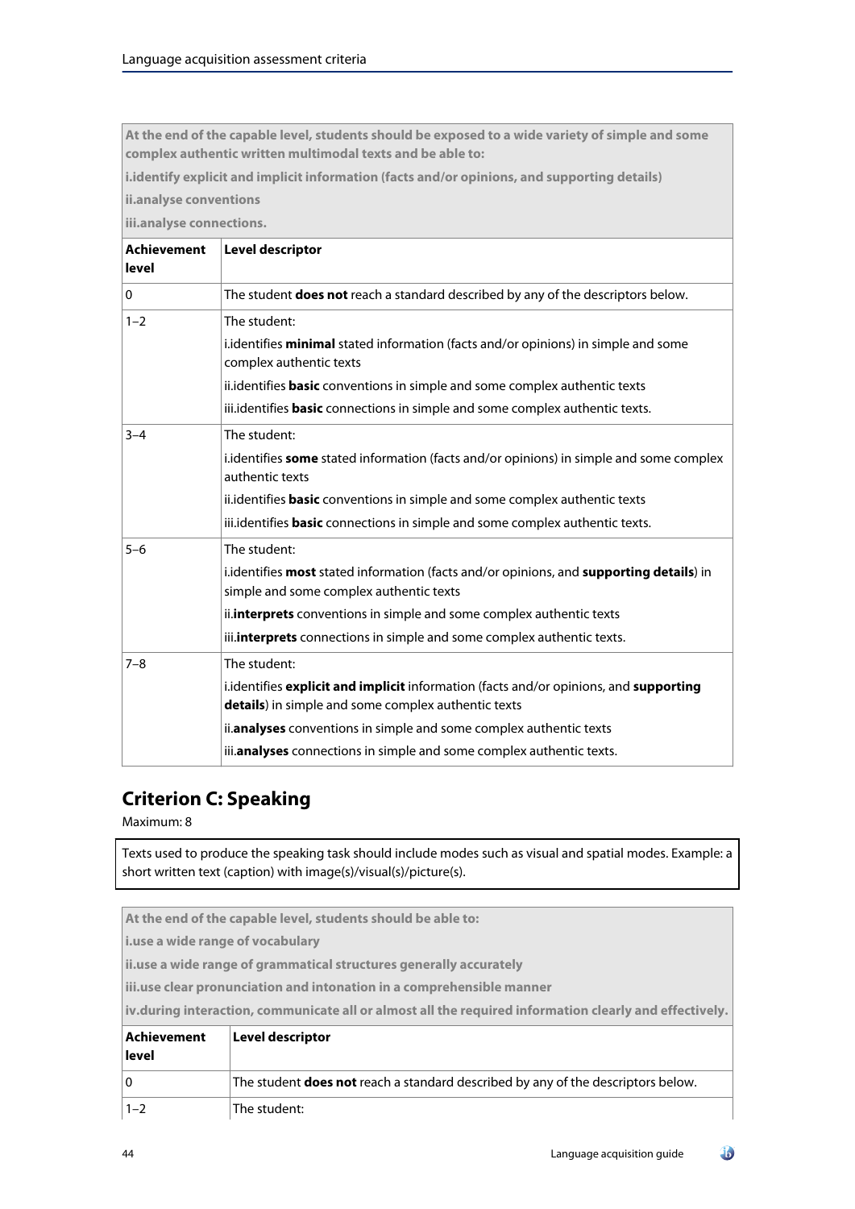| At the end of the capable level, students should be exposed to a wide variety of simple and some complex authentic written multimodal texts and be able to:<br>i.identify explicit and implicit information (facts and/or opinions, and supporting details)<br>ii.analyse conventions<br>iii.analyse connections. | |
|---|---|
| **Achievement level** | **Level descriptor** |
| 0 | The student **does not** reach a standard described by any of the descriptors below. |
| 1–2 | The student:<br>i.identifies **minimal** stated information (facts and/or opinions) in simple and some complex authentic texts<br>ii.identifies **basic** conventions in simple and some complex authentic texts<br>iii.identifies **basic** connections in simple and some complex authentic texts. |
| 3–4 | The student:<br>i.identifies **some** stated information (facts and/or opinions) in simple and some complex authentic texts<br>ii.identifies **basic** conventions in simple and some complex authentic texts<br>iii.identifies **basic** connections in simple and some complex authentic texts. |
| 5–6 | The student:<br>i.identifies **most** stated information (facts and/or opinions, and **supporting details**) in simple and some complex authentic texts<br>ii.**interprets** conventions in simple and some complex authentic texts<br>iii.**interprets** connections in simple and some complex authentic texts. |
| 7–8 | The student:<br>i.identifies **explicit and implicit** information (facts and/or opinions, and **supporting details**) in simple and some complex authentic texts<br>ii.**analyses** conventions in simple and some complex authentic texts<br>iii.**analyses** connections in simple and some complex authentic texts. |

## Criterion C: Speaking

Maximum: 8

Texts used to produce the speaking task should include modes such as visual and spatial modes. Example: a short written text (caption) with image(s)/visual(s)/picture(s).

| At the end of the capable level, students should be able to:<br>i.use a wide range of vocabulary<br>ii.use a wide range of grammatical structures generally accurately<br>iii.use clear pronunciation and intonation in a comprehensible manner<br>iv.during interaction, communicate all or almost all the required information clearly and effectively. | |
|---|---|
| **Achievement level** | **Level descriptor** |
| 0 | The student **does not** reach a standard described by any of the descriptors below. |
| 1–2 | The student: |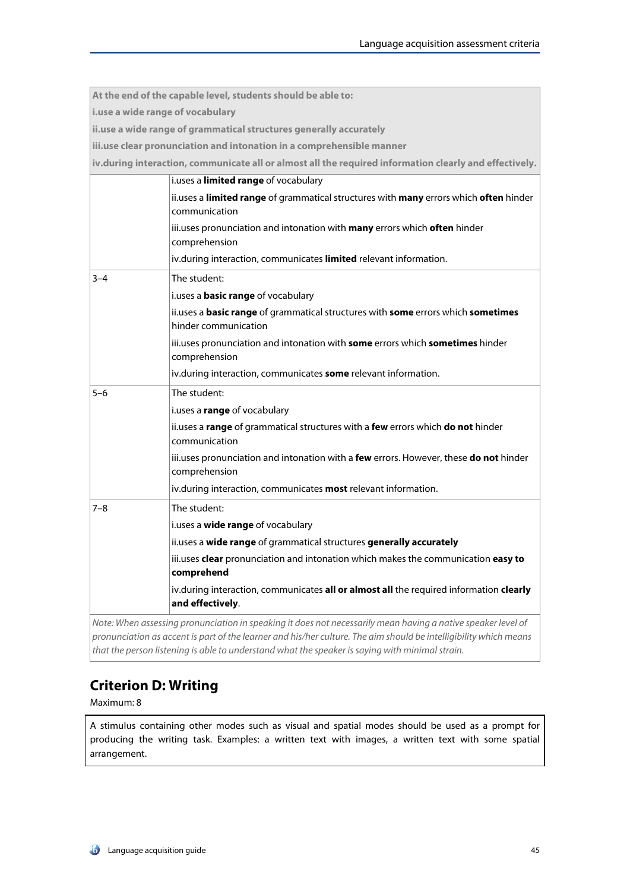| At the end of the capable level, students should be able to:<br>i.use a wide range of vocabulary<br>ii.use a wide range of grammatical structures generally accurately<br>iii.use clear pronunciation and intonation in a comprehensible manner<br>iv.during interaction, communicate all or almost all the required information clearly and effectively. | |
|---|---|
| | i.uses a **limited range** of vocabulary<br>ii.uses a **limited range** of grammatical structures with **many** errors which **often** hinder communication<br>iii.uses pronunciation and intonation with **many** errors which **often** hinder comprehension<br>iv.during interaction, communicates **limited** relevant information. |
| 3–4 | The student:<br>i.uses a **basic range** of vocabulary<br>ii.uses a **basic range** of grammatical structures with **some** errors which **sometimes** hinder communication<br>iii.uses pronunciation and intonation with **some** errors which **sometimes** hinder comprehension<br>iv.during interaction, communicates **some** relevant information. |
| 5–6 | The student:<br>i.uses a **range** of vocabulary<br>ii.uses a **range** of grammatical structures with a **few** errors which **do not** hinder communication<br>iii.uses pronunciation and intonation with a **few** errors. However, these **do not** hinder comprehension<br>iv.during interaction, communicates **most** relevant information. |
| 7–8 | The student:<br>i.uses a **wide range** of vocabulary<br>ii.uses a **wide range** of grammatical structures **generally accurately**<br>iii.uses **clear** pronunciation and intonation which makes the communication **easy to comprehend**<br>iv.during interaction, communicates **all or almost all** the required information **clearly and effectively**. |
| *Note: When assessing pronunciation in speaking it does not necessarily mean having a native speaker level of pronunciation as accent is part of the learner and his/her culture. The aim should be intelligibility which means that the person listening is able to understand what the speaker is saying with minimal strain.* | |

## Criterion D: Writing

Maximum: 8

A stimulus containing other modes such as visual and spatial modes should be used as a prompt for producing the writing task. Examples: a written text with images, a written text with some spatial arrangement.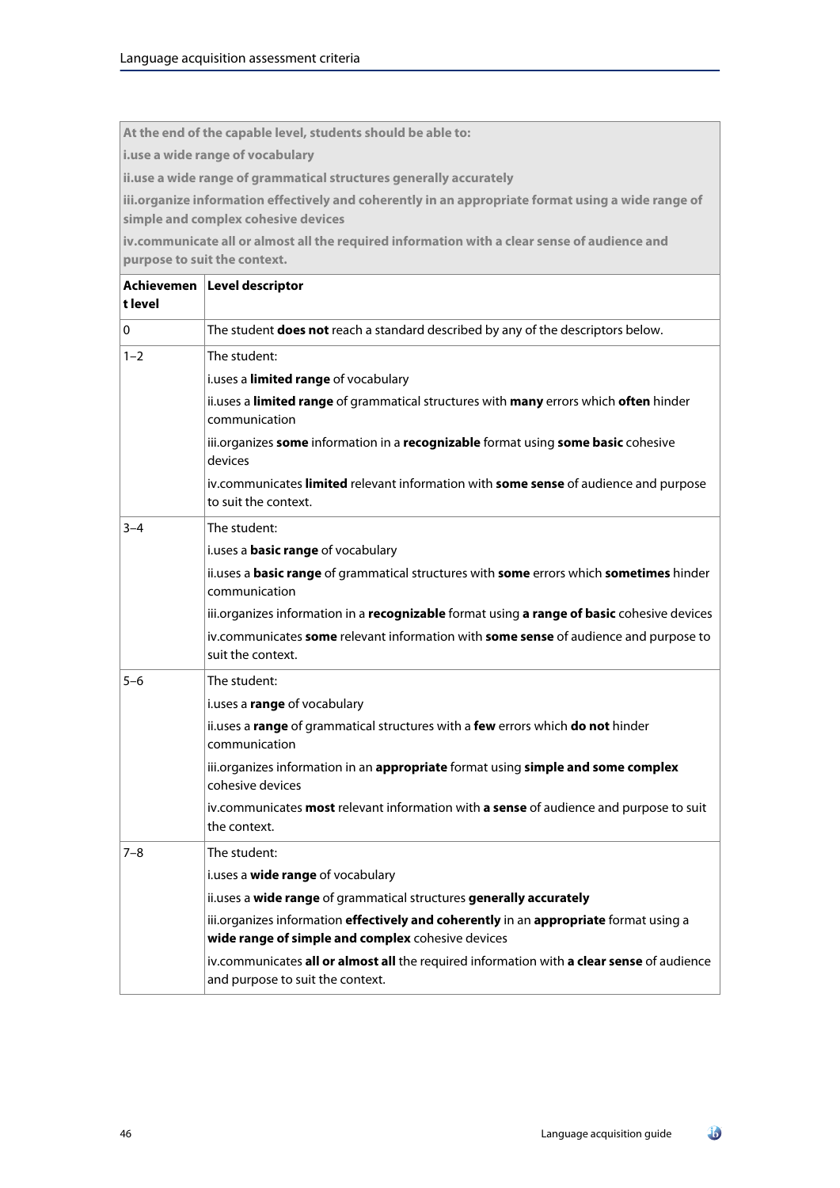| At the end of the capable level, students should be able to: |
| --- |
| **i.use a wide range of vocabulary** |
| **ii.use a wide range of grammatical structures generally accurately** |
| **iii.organize information effectively and coherently in an appropriate format using a wide range of simple and complex cohesive devices** |
| **iv.communicate all or almost all the required information with a clear sense of audience and purpose to suit the context.** |

| Achievement level | Level descriptor |
| --- | --- |
| 0 | The student **does not** reach a standard described by any of the descriptors below. |
| 1–2 | The student:<br>i.uses a **limited range** of vocabulary<br>ii.uses a **limited range** of grammatical structures with **many** errors which **often** hinder communication<br>iii.organizes **some** information in a **recognizable** format using **some basic** cohesive devices<br>iv.communicates **limited** relevant information with **some sense** of audience and purpose to suit the context. |
| 3–4 | The student:<br>i.uses a **basic range** of vocabulary<br>ii.uses a **basic range** of grammatical structures with **some** errors which **sometimes** hinder communication<br>iii.organizes information in a **recognizable** format using **a range of basic** cohesive devices<br>iv.communicates **some** relevant information with **some sense** of audience and purpose to suit the context. |
| 5–6 | The student:<br>i.uses a **range** of vocabulary<br>ii.uses a **range** of grammatical structures with a **few** errors which **do not** hinder communication<br>iii.organizes information in an **appropriate** format using **simple and some complex** cohesive devices<br>iv.communicates **most** relevant information with **a sense** of audience and purpose to suit the context. |
| 7–8 | The student:<br>i.uses a **wide range** of vocabulary<br>ii.uses a **wide range** of grammatical structures **generally accurately**<br>iii.organizes information **effectively and coherently** in an **appropriate** format using a **wide range of simple and complex** cohesive devices<br>iv.communicates **all or almost all** the required information with **a clear sense** of audience and purpose to suit the context. |